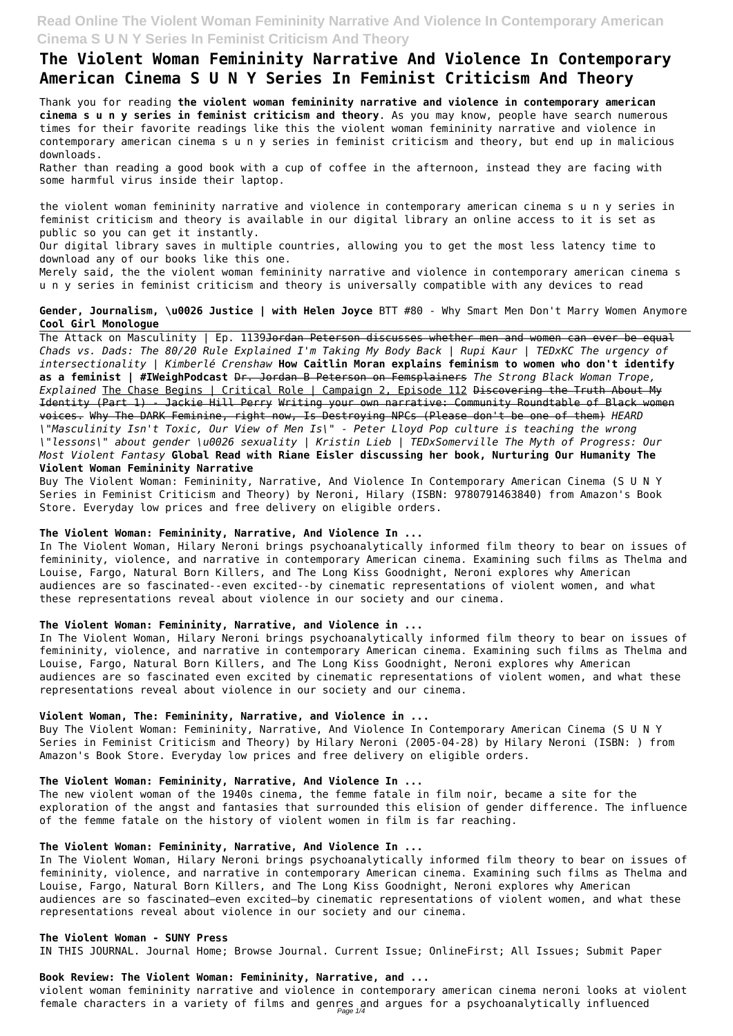# The Violent Woman Femininity Narrative And Violence In Contemporary American Cinema S U N Y Series In Feminist Criticism And Theory

Thank you for reading **the violent woman femininity narrative and violence in contemporary american cinema s u n y series in feminist criticism and theory**. As you may know, people have search numerous times for their favorite readings like this the violent woman femininity narrative and violence in contemporary american cinema s u n y series in feminist criticism and theory, but end up in malicious downloads.

Rather than reading a good book with a cup of coffee in the afternoon, instead they are facing with some harmful virus inside their laptop.

the violent woman femininity narrative and violence in contemporary american cinema s u n y series in feminist criticism and theory is available in our digital library an online access to it is set as public so you can get it instantly.

Our digital library saves in multiple countries, allowing you to get the most less latency time to download any of our books like this one.

Merely said, the the violent woman femininity narrative and violence in contemporary american cinema s u n y series in feminist criticism and theory is universally compatible with any devices to read

**Gender, Journalism, \u0026 Justice | with Helen Joyce** BTT #80 - Why Smart Men Don't Marry Women Anymore **Cool Girl Monologue**

The Attack on Masculinity | Ep. 1139 ~~Jordan Peterson discusses whether men and women can ever be equal~~ *Chads vs. Dads: The 80/20 Rule Explained I'm Taking My Body Back | Rupi Kaur | TEDxKC The urgency of intersectionality | Kimberlé Crenshaw* **How Caitlin Moran explains feminism to women who don't identify as a feminist | #IWeighPodcast** ~~Dr. Jordan B Peterson on Femsplainers~~ *The Strong Black Woman Trope, Explained* The Chase Begins | Critical Role | Campaign 2, Episode 112 ~~Discovering the Truth About My Identity (Part 1) - Jackie Hill Perry~~ ~~Writing your own narrative: Community Roundtable of Black women voices.~~ ~~Why The DARK Feminine, right now, Is Destroying NPCs (Please don't be one of them)~~ *HEARD \"Masculinity Isn't Toxic, Our View of Men Is\" - Peter Lloyd Pop culture is teaching the wrong \"lessons\" about gender \u0026 sexuality | Kristin Lieb | TEDxSomerville The Myth of Progress: Our Most Violent Fantasy* **Global Read with Riane Eisler discussing her book, Nurturing Our Humanity The Violent Woman Femininity Narrative**

Buy The Violent Woman: Femininity, Narrative, And Violence In Contemporary American Cinema (S U N Y Series in Feminist Criticism and Theory) by Neroni, Hilary (ISBN: 9780791463840) from Amazon's Book Store. Everyday low prices and free delivery on eligible orders.

### The Violent Woman: Femininity, Narrative, And Violence In ...

In The Violent Woman, Hilary Neroni brings psychoanalytically informed film theory to bear on issues of femininity, violence, and narrative in contemporary American cinema. Examining such films as Thelma and Louise, Fargo, Natural Born Killers, and The Long Kiss Goodnight, Neroni explores why American audiences are so fascinated--even excited--by cinematic representations of violent women, and what these representations reveal about violence in our society and our cinema.

### The Violent Woman: Femininity, Narrative, and Violence in ...

In The Violent Woman, Hilary Neroni brings psychoanalytically informed film theory to bear on issues of femininity, violence, and narrative in contemporary American cinema. Examining such films as Thelma and Louise, Fargo, Natural Born Killers, and The Long Kiss Goodnight, Neroni explores why American audiences are so fascinated even excited by cinematic representations of violent women, and what these representations reveal about violence in our society and our cinema.

### Violent Woman, The: Femininity, Narrative, and Violence in ...

Buy The Violent Woman: Femininity, Narrative, And Violence In Contemporary American Cinema (S U N Y Series in Feminist Criticism and Theory) by Hilary Neroni (2005-04-28) by Hilary Neroni (ISBN: ) from Amazon's Book Store. Everyday low prices and free delivery on eligible orders.

### The Violent Woman: Femininity, Narrative, And Violence In ...

The new violent woman of the 1940s cinema, the femme fatale in film noir, became a site for the exploration of the angst and fantasies that surrounded this elision of gender difference. The influence of the femme fatale on the history of violent women in film is far reaching.

### The Violent Woman: Femininity, Narrative, And Violence In ...

In The Violent Woman, Hilary Neroni brings psychoanalytically informed film theory to bear on issues of femininity, violence, and narrative in contemporary American cinema. Examining such films as Thelma and Louise, Fargo, Natural Born Killers, and The Long Kiss Goodnight, Neroni explores why American audiences are so fascinated—even excited—by cinematic representations of violent women, and what these representations reveal about violence in our society and our cinema.

### The Violent Woman - SUNY Press

IN THIS JOURNAL. Journal Home; Browse Journal. Current Issue; OnlineFirst; All Issues; Submit Paper

### Book Review: The Violent Woman: Femininity, Narrative, and ...

violent woman femininity narrative and violence in contemporary american cinema neroni looks at violent female characters in a variety of films and genres and argues for a psychoanalytically influenced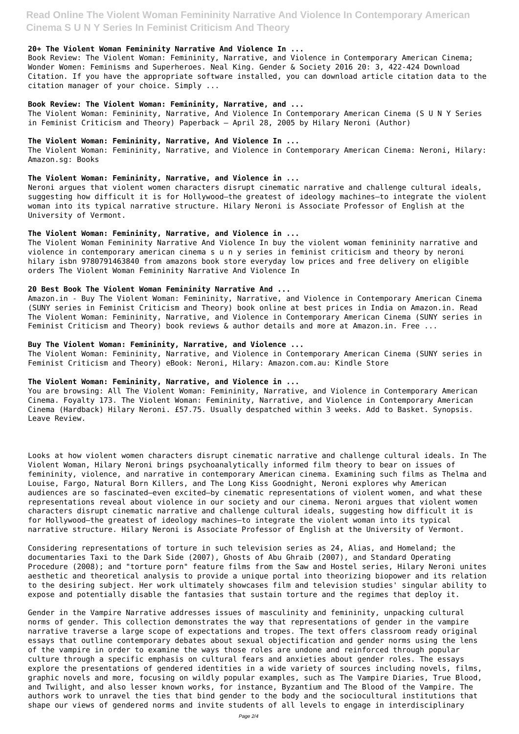### 20+ The Violent Woman Femininity Narrative And Violence In ...

Book Review: The Violent Woman: Femininity, Narrative, and Violence in Contemporary American Cinema; Wonder Women: Feminisms and Superheroes. Neal King. Gender & Society 2016 20: 3, 422-424 Download Citation. If you have the appropriate software installed, you can download article citation data to the citation manager of your choice. Simply ...

### Book Review: The Violent Woman: Femininity, Narrative, and ...

The Violent Woman: Femininity, Narrative, And Violence In Contemporary American Cinema (S U N Y Series in Feminist Criticism and Theory) Paperback – April 28, 2005 by Hilary Neroni (Author)

### The Violent Woman: Femininity, Narrative, And Violence In ...

The Violent Woman: Femininity, Narrative, and Violence in Contemporary American Cinema: Neroni, Hilary: Amazon.sg: Books

### The Violent Woman: Femininity, Narrative, and Violence in ...

Neroni argues that violent women characters disrupt cinematic narrative and challenge cultural ideals, suggesting how difficult it is for Hollywood—the greatest of ideology machines—to integrate the violent woman into its typical narrative structure. Hilary Neroni is Associate Professor of English at the University of Vermont.

### The Violent Woman: Femininity, Narrative, and Violence in ...

The Violent Woman Femininity Narrative And Violence In buy the violent woman femininity narrative and violence in contemporary american cinema s u n y series in feminist criticism and theory by neroni hilary isbn 9780791463840 from amazons book store everyday low prices and free delivery on eligible orders The Violent Woman Femininity Narrative And Violence In

### 20 Best Book The Violent Woman Femininity Narrative And ...

Amazon.in - Buy The Violent Woman: Femininity, Narrative, and Violence in Contemporary American Cinema (SUNY series in Feminist Criticism and Theory) book online at best prices in India on Amazon.in. Read The Violent Woman: Femininity, Narrative, and Violence in Contemporary American Cinema (SUNY series in Feminist Criticism and Theory) book reviews & author details and more at Amazon.in. Free ...

### Buy The Violent Woman: Femininity, Narrative, and Violence ...

The Violent Woman: Femininity, Narrative, and Violence in Contemporary American Cinema (SUNY series in Feminist Criticism and Theory) eBook: Neroni, Hilary: Amazon.com.au: Kindle Store

### The Violent Woman: Femininity, Narrative, and Violence in ...

You are browsing: All The Violent Woman: Femininity, Narrative, and Violence in Contemporary American Cinema. Foyalty 173. The Violent Woman: Femininity, Narrative, and Violence in Contemporary American Cinema (Hardback) Hilary Neroni. £57.75. Usually despatched within 3 weeks. Add to Basket. Synopsis. Leave Review.

Looks at how violent women characters disrupt cinematic narrative and challenge cultural ideals. In The Violent Woman, Hilary Neroni brings psychoanalytically informed film theory to bear on issues of femininity, violence, and narrative in contemporary American cinema. Examining such films as Thelma and Louise, Fargo, Natural Born Killers, and The Long Kiss Goodnight, Neroni explores why American audiences are so fascinated—even excited—by cinematic representations of violent women, and what these representations reveal about violence in our society and our cinema. Neroni argues that violent women characters disrupt cinematic narrative and challenge cultural ideals, suggesting how difficult it is for Hollywood—the greatest of ideology machines—to integrate the violent woman into its typical narrative structure. Hilary Neroni is Associate Professor of English at the University of Vermont.

Considering representations of torture in such television series as 24, Alias, and Homeland; the documentaries Taxi to the Dark Side (2007), Ghosts of Abu Ghraib (2007), and Standard Operating Procedure (2008); and "torture porn" feature films from the Saw and Hostel series, Hilary Neroni unites aesthetic and theoretical analysis to provide a unique portal into theorizing biopower and its relation to the desiring subject. Her work ultimately showcases film and television studies' singular ability to expose and potentially disable the fantasies that sustain torture and the regimes that deploy it.

Gender in the Vampire Narrative addresses issues of masculinity and femininity, unpacking cultural norms of gender. This collection demonstrates the way that representations of gender in the vampire narrative traverse a large scope of expectations and tropes. The text offers classroom ready original essays that outline contemporary debates about sexual objectification and gender norms using the lens of the vampire in order to examine the ways those roles are undone and reinforced through popular culture through a specific emphasis on cultural fears and anxieties about gender roles. The essays explore the presentations of gendered identities in a wide variety of sources including novels, films, graphic novels and more, focusing on wildly popular examples, such as The Vampire Diaries, True Blood, and Twilight, and also lesser known works, for instance, Byzantium and The Blood of the Vampire. The authors work to unravel the ties that bind gender to the body and the sociocultural institutions that shape our views of gendered norms and invite students of all levels to engage in interdisciplinary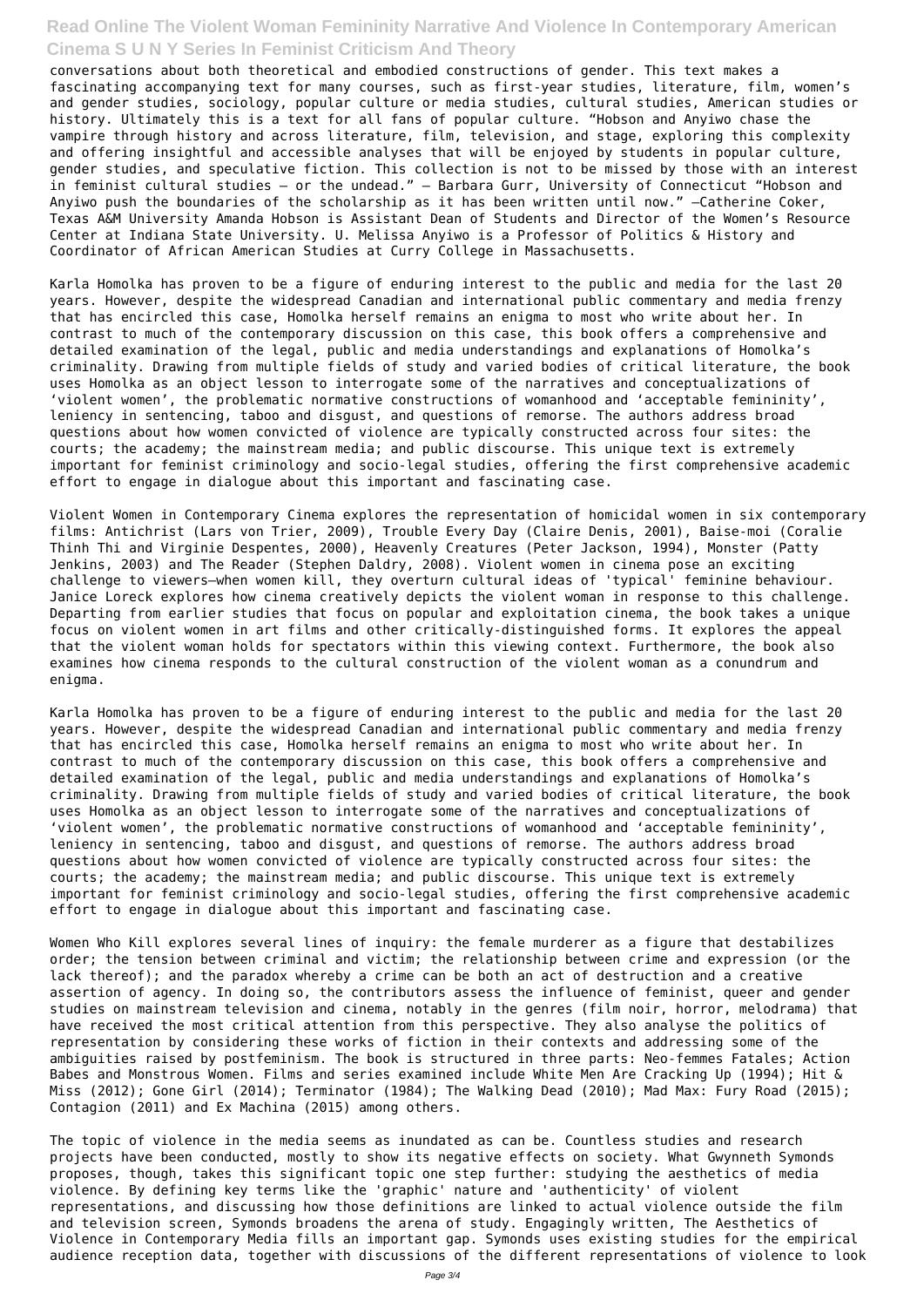conversations about both theoretical and embodied constructions of gender. This text makes a fascinating accompanying text for many courses, such as first-year studies, literature, film, women's and gender studies, sociology, popular culture or media studies, cultural studies, American studies or history. Ultimately this is a text for all fans of popular culture. "Hobson and Anyiwo chase the vampire through history and across literature, film, television, and stage, exploring this complexity and offering insightful and accessible analyses that will be enjoyed by students in popular culture, gender studies, and speculative fiction. This collection is not to be missed by those with an interest in feminist cultural studies – or the undead." – Barbara Gurr, University of Connecticut "Hobson and Anyiwo push the boundaries of the scholarship as it has been written until now." –Catherine Coker, Texas A&M University Amanda Hobson is Assistant Dean of Students and Director of the Women's Resource Center at Indiana State University. U. Melissa Anyiwo is a Professor of Politics & History and Coordinator of African American Studies at Curry College in Massachusetts.

Karla Homolka has proven to be a figure of enduring interest to the public and media for the last 20 years. However, despite the widespread Canadian and international public commentary and media frenzy that has encircled this case, Homolka herself remains an enigma to most who write about her. In contrast to much of the contemporary discussion on this case, this book offers a comprehensive and detailed examination of the legal, public and media understandings and explanations of Homolka's criminality. Drawing from multiple fields of study and varied bodies of critical literature, the book uses Homolka as an object lesson to interrogate some of the narratives and conceptualizations of 'violent women', the problematic normative constructions of womanhood and 'acceptable femininity', leniency in sentencing, taboo and disgust, and questions of remorse. The authors address broad questions about how women convicted of violence are typically constructed across four sites: the courts; the academy; the mainstream media; and public discourse. This unique text is extremely important for feminist criminology and socio-legal studies, offering the first comprehensive academic effort to engage in dialogue about this important and fascinating case.

Violent Women in Contemporary Cinema explores the representation of homicidal women in six contemporary films: Antichrist (Lars von Trier, 2009), Trouble Every Day (Claire Denis, 2001), Baise-moi (Coralie Thinh Thi and Virginie Despentes, 2000), Heavenly Creatures (Peter Jackson, 1994), Monster (Patty Jenkins, 2003) and The Reader (Stephen Daldry, 2008). Violent women in cinema pose an exciting challenge to viewers—when women kill, they overturn cultural ideas of 'typical' feminine behaviour. Janice Loreck explores how cinema creatively depicts the violent woman in response to this challenge. Departing from earlier studies that focus on popular and exploitation cinema, the book takes a unique focus on violent women in art films and other critically-distinguished forms. It explores the appeal that the violent woman holds for spectators within this viewing context. Furthermore, the book also examines how cinema responds to the cultural construction of the violent woman as a conundrum and enigma.

Karla Homolka has proven to be a figure of enduring interest to the public and media for the last 20 years. However, despite the widespread Canadian and international public commentary and media frenzy that has encircled this case, Homolka herself remains an enigma to most who write about her. In contrast to much of the contemporary discussion on this case, this book offers a comprehensive and detailed examination of the legal, public and media understandings and explanations of Homolka's criminality. Drawing from multiple fields of study and varied bodies of critical literature, the book uses Homolka as an object lesson to interrogate some of the narratives and conceptualizations of 'violent women', the problematic normative constructions of womanhood and 'acceptable femininity', leniency in sentencing, taboo and disgust, and questions of remorse. The authors address broad questions about how women convicted of violence are typically constructed across four sites: the courts; the academy; the mainstream media; and public discourse. This unique text is extremely important for feminist criminology and socio-legal studies, offering the first comprehensive academic effort to engage in dialogue about this important and fascinating case.

Women Who Kill explores several lines of inquiry: the female murderer as a figure that destabilizes order; the tension between criminal and victim; the relationship between crime and expression (or the lack thereof); and the paradox whereby a crime can be both an act of destruction and a creative assertion of agency. In doing so, the contributors assess the influence of feminist, queer and gender studies on mainstream television and cinema, notably in the genres (film noir, horror, melodrama) that have received the most critical attention from this perspective. They also analyse the politics of representation by considering these works of fiction in their contexts and addressing some of the ambiguities raised by postfeminism. The book is structured in three parts: Neo-femmes Fatales; Action Babes and Monstrous Women. Films and series examined include White Men Are Cracking Up (1994); Hit & Miss (2012); Gone Girl (2014); Terminator (1984); The Walking Dead (2010); Mad Max: Fury Road (2015); Contagion (2011) and Ex Machina (2015) among others.

The topic of violence in the media seems as inundated as can be. Countless studies and research projects have been conducted, mostly to show its negative effects on society. What Gwynneth Symonds proposes, though, takes this significant topic one step further: studying the aesthetics of media violence. By defining key terms like the 'graphic' nature and 'authenticity' of violent representations, and discussing how those definitions are linked to actual violence outside the film and television screen, Symonds broadens the arena of study. Engagingly written, The Aesthetics of Violence in Contemporary Media fills an important gap. Symonds uses existing studies for the empirical audience reception data, together with discussions of the different representations of violence to look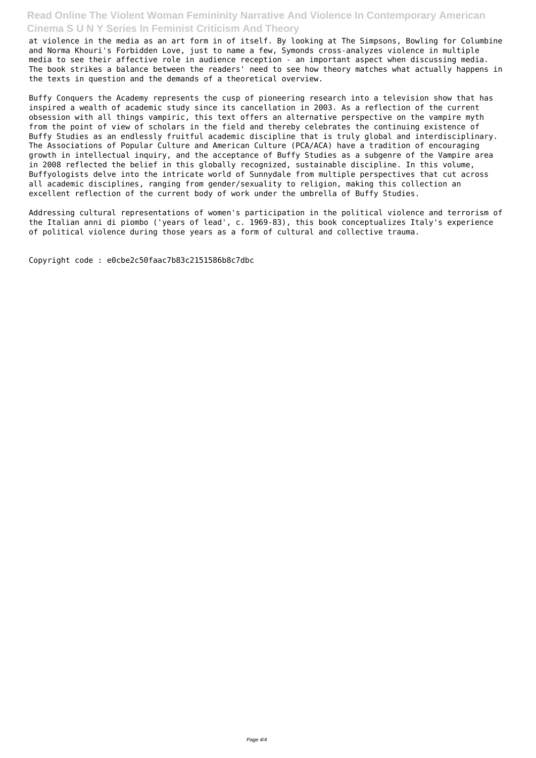at violence in the media as an art form in of itself. By looking at The Simpsons, Bowling for Columbine and Norma Khouri's Forbidden Love, just to name a few, Symonds cross-analyzes violence in multiple media to see their affective role in audience reception - an important aspect when discussing media. The book strikes a balance between the readers' need to see how theory matches what actually happens in the texts in question and the demands of a theoretical overview.

Buffy Conquers the Academy represents the cusp of pioneering research into a television show that has inspired a wealth of academic study since its cancellation in 2003. As a reflection of the current obsession with all things vampiric, this text offers an alternative perspective on the vampire myth from the point of view of scholars in the field and thereby celebrates the continuing existence of Buffy Studies as an endlessly fruitful academic discipline that is truly global and interdisciplinary. The Associations of Popular Culture and American Culture (PCA/ACA) have a tradition of encouraging growth in intellectual inquiry, and the acceptance of Buffy Studies as a subgenre of the Vampire area in 2008 reflected the belief in this globally recognized, sustainable discipline. In this volume, Buffyologists delve into the intricate world of Sunnydale from multiple perspectives that cut across all academic disciplines, ranging from gender/sexuality to religion, making this collection an excellent reflection of the current body of work under the umbrella of Buffy Studies.

Addressing cultural representations of women's participation in the political violence and terrorism of the Italian anni di piombo ('years of lead', c. 1969-83), this book conceptualizes Italy's experience of political violence during those years as a form of cultural and collective trauma.

Copyright code : e0cbe2c50faac7b83c2151586b8c7dbc